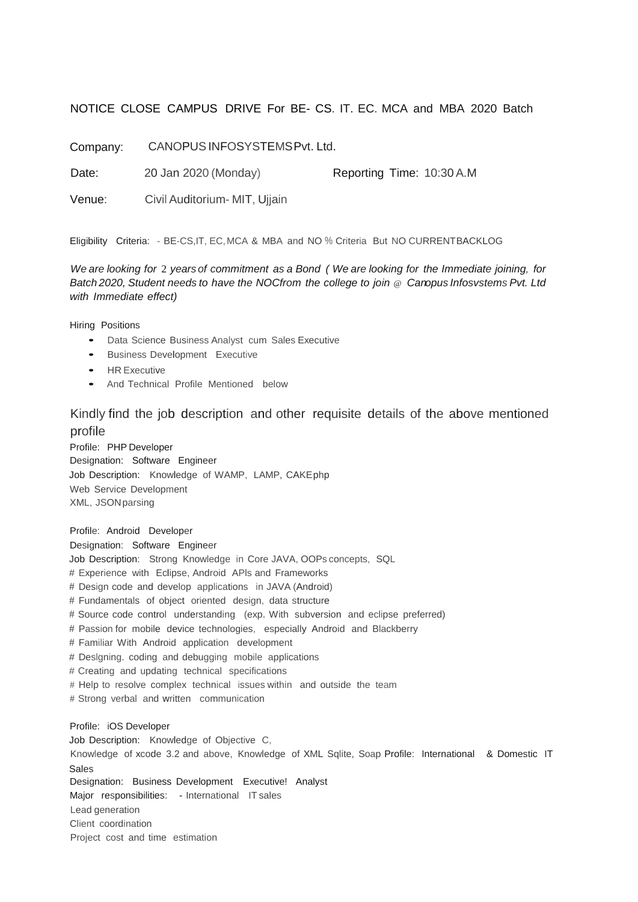NOTICE CLOSE CAMPUS DRIVE For BE- CS. IT. EC. MCA and MBA 2020 Batch

Company: CANOPUS INFOSYSTEMS Pvt. Ltd.

Date: 20 Jan 2020 (Monday) Reporting Time: 10:30 A.M

Venue: Civil Auditorium- MIT, Ujjain

Eligibility Criteria: - BE-CS,IT, EC, MCA & MBA and NO % Criteria But NO CURRENT BACKLOG

*We are looking for 2 years of commitment as a Bond ( We are looking for the Immediate joining, for Batch 2020, Student needs to have the NOCfrom the college to join @ Canopus Infosvstems Pvt. Ltd with Immediate effect)*

Hiring Positions

- Data Science Business Analyst cum Sales Executive
- Business Development Executive
- HR Executive
- And Technical Profile Mentioned below

Kindly find the job description and other requisite details of the above mentioned profile

Profile: PHP Developer
Designation: Software Engineer
Job Description: Knowledge of WAMP, LAMP, CAKEphp
Web Service Development
XML, JSON parsing

Profile: Android Developer
Designation: Software Engineer
Job Description: Strong Knowledge in Core JAVA, OOPs concepts, SQL
# Experience with Eclipse, Android APls and Frameworks
# Design code and develop applications in JAVA (Android)
# Fundamentals of object oriented design, data structure
# Source code control understanding (exp. With subversion and eclipse preferred)
# Passion for mobile device technologies, especially Android and Blackberry
# Familiar With Android application development
# Deslgning. coding and debugging mobile applications
# Creating and updating technical specifications
# Help to resolve complex technical issues within and outside the team
# Strong verbal and written communication

Profile: iOS Developer
Job Description: Knowledge of Objective C,
Knowledge of xcode 3.2 and above, Knowledge of XML Sqlite, Soap Profile: International & Domestic IT Sales
Designation: Business Development Executive! Analyst
Major responsibilities: - International IT sales
Lead generation
Client coordination
Project cost and time estimation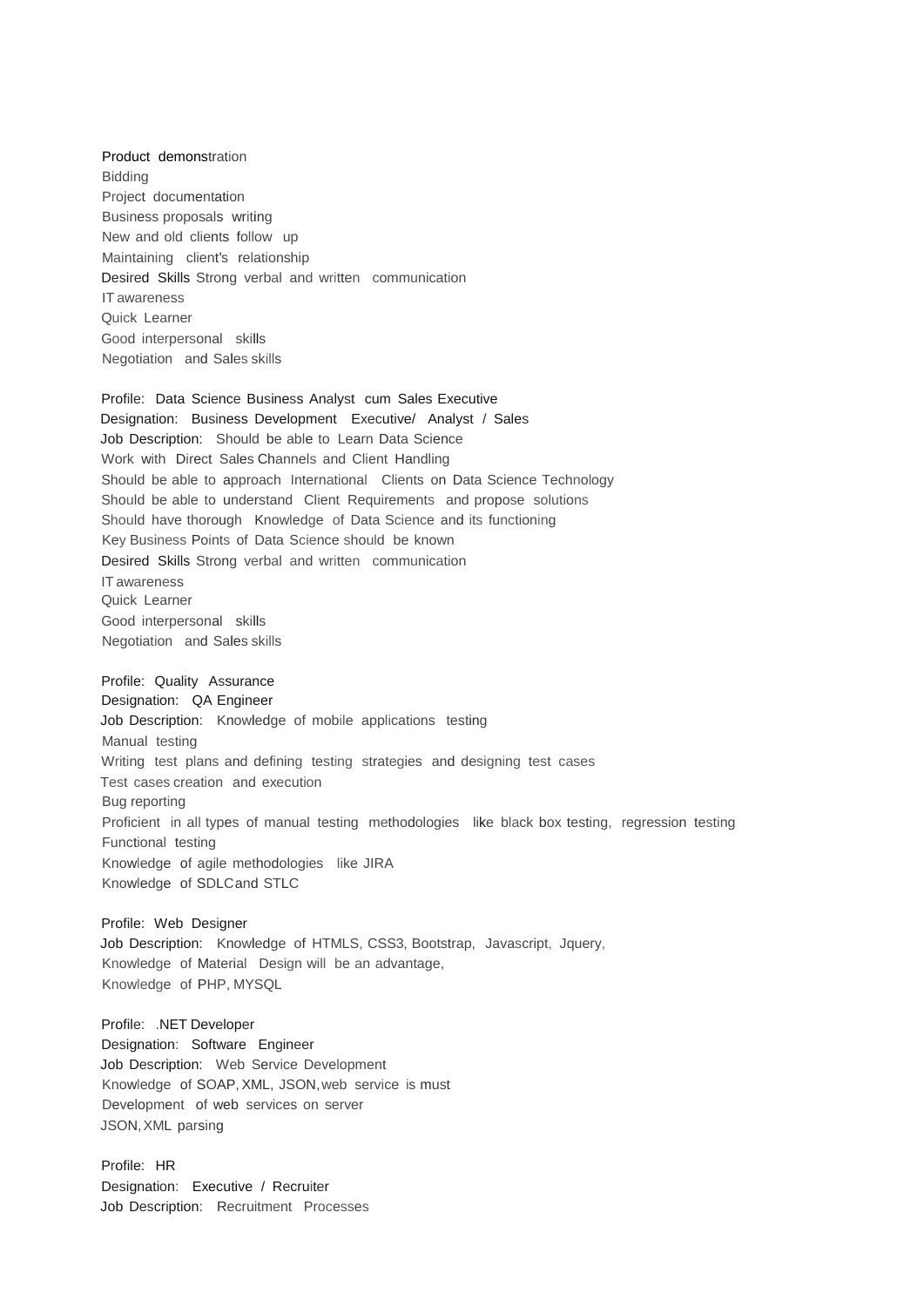Product demonstration
Bidding
Project documentation
Business proposals writing
New and old clients follow up
Maintaining client's relationship
Desired Skills Strong verbal and written communication
IT awareness
Quick Learner
Good interpersonal skills
Negotiation and Sales skills

Profile: Data Science Business Analyst cum Sales Executive
Designation: Business Development Executive/ Analyst / Sales
Job Description: Should be able to Learn Data Science
Work with Direct Sales Channels and Client Handling
Should be able to approach International Clients on Data Science Technology
Should be able to understand Client Requirements and propose solutions
Should have thorough Knowledge of Data Science and its functioning
Key Business Points of Data Science should be known
Desired Skills Strong verbal and written communication
IT awareness
Quick Learner
Good interpersonal skills
Negotiation and Sales skills

Profile: Quality Assurance
Designation: QA Engineer
Job Description: Knowledge of mobile applications testing
Manual testing
Writing test plans and defining testing strategies and designing test cases
Test cases creation and execution
Bug reporting
Proficient in all types of manual testing methodologies like black box testing, regression testing
Functional testing
Knowledge of agile methodologies like JIRA
Knowledge of SDLC and STLC

Profile: Web Designer
Job Description: Knowledge of HTMLS, CSS3, Bootstrap, Javascript, Jquery,
Knowledge of Material Design will be an advantage,
Knowledge of PHP, MYSQL

Profile: .NET Developer
Designation: Software Engineer
Job Description: Web Service Development
Knowledge of SOAP, XML, JSON, web service is must
Development of web services on server
JSON, XML parsing

Profile: HR
Designation: Executive / Recruiter
Job Description: Recruitment Processes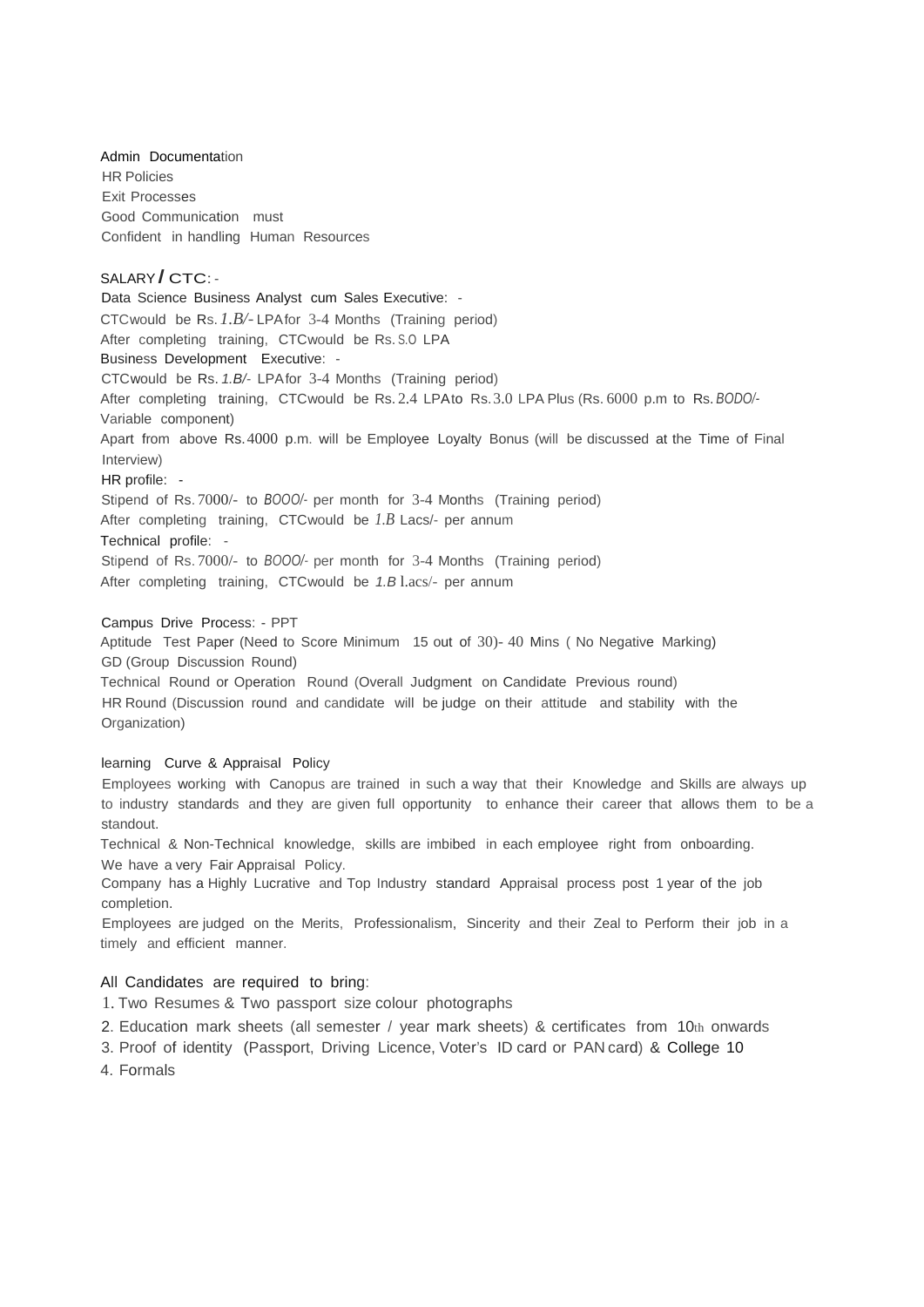Admin Documentation
HR Policies
Exit Processes
Good Communication must
Confident in handling Human Resources

## SALARY / CTC: -

**Data Science Business Analyst cum Sales Executive: -**
CTC would be Rs. 1.B/- LPA for 3-4 Months (Training period)
After completing training, CTC would be Rs. S.0 LPA

**Business Development Executive: -**
CTC would be Rs. 1.B/- LPA for 3-4 Months (Training period)
After completing training, CTC would be Rs. 2.4 LPA to Rs. 3.0 LPA Plus (Rs. 6000 p.m to Rs. BODO/- Variable component)
Apart from above Rs. 4000 p.m. will be Employee Loyalty Bonus (will be discussed at the Time of Final Interview)

**HR profile: -**
Stipend of Rs. 7000/- to BOOO/- per month for 3-4 Months (Training period)
After completing training, CTC would be 1.B Lacs/- per annum

**Technical profile: -**
Stipend of Rs. 7000/- to BOOO/- per month for 3-4 Months (Training period)
After completing training, CTC would be 1.B l.acs/- per annum

## Campus Drive Process: - PPT

Aptitude Test Paper (Need to Score Minimum 15 out of 30)- 40 Mins ( No Negative Marking)
GD (Group Discussion Round)
Technical Round or Operation Round (Overall Judgment on Candidate Previous round)
HR Round (Discussion round and candidate will be judge on their attitude and stability with the Organization)

## learning Curve & Appraisal Policy

Employees working with Canopus are trained in such a way that their Knowledge and Skills are always up to industry standards and they are given full opportunity to enhance their career that allows them to be a standout.
Technical & Non-Technical knowledge, skills are imbibed in each employee right from onboarding.
We have a very Fair Appraisal Policy.
Company has a Highly Lucrative and Top Industry standard Appraisal process post 1 year of the job completion.
Employees are judged on the Merits, Professionalism, Sincerity and their Zeal to Perform their job in a timely and efficient manner.

## All Candidates are required to bring:

1. Two Resumes & Two passport size colour photographs
2. Education mark sheets (all semester / year mark sheets) & certificates from 10th onwards
3. Proof of identity (Passport, Driving Licence, Voter's ID card or PAN card) & College 10
4. Formals